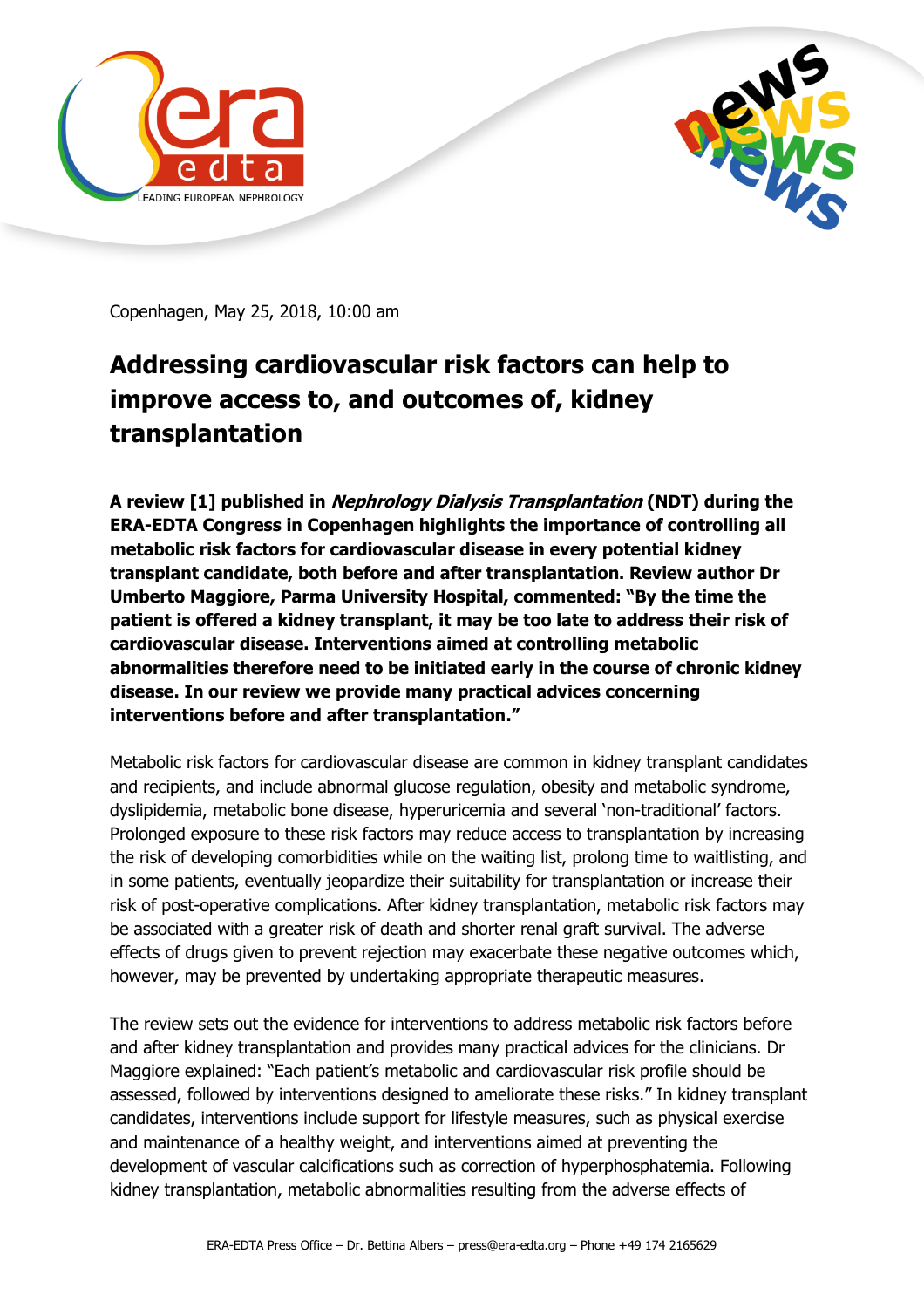Copenhagen, May 25, 2018, 10:00 am

# Addressing cardiovascular risk factors can help to improve access to, and outcomes of, kidney transplantation

**A review [1] published in *Nephrology Dialysis Transplantation* (NDT) during the ERA-EDTA Congress in Copenhagen highlights the importance of controlling all metabolic risk factors for cardiovascular disease in every potential kidney transplant candidate, both before and after transplantation. Review author Dr Umberto Maggiore, Parma University Hospital, commented: "By the time the patient is offered a kidney transplant, it may be too late to address their risk of cardiovascular disease. Interventions aimed at controlling metabolic abnormalities therefore need to be initiated early in the course of chronic kidney disease. In our review we provide many practical advices concerning interventions before and after transplantation."**

Metabolic risk factors for cardiovascular disease are common in kidney transplant candidates and recipients, and include abnormal glucose regulation, obesity and metabolic syndrome, dyslipidemia, metabolic bone disease, hyperuricemia and several 'non-traditional' factors. Prolonged exposure to these risk factors may reduce access to transplantation by increasing the risk of developing comorbidities while on the waiting list, prolong time to waitlisting, and in some patients, eventually jeopardize their suitability for transplantation or increase their risk of post-operative complications. After kidney transplantation, metabolic risk factors may be associated with a greater risk of death and shorter renal graft survival. The adverse effects of drugs given to prevent rejection may exacerbate these negative outcomes which, however, may be prevented by undertaking appropriate therapeutic measures.

The review sets out the evidence for interventions to address metabolic risk factors before and after kidney transplantation and provides many practical advices for the clinicians. Dr Maggiore explained: "Each patient's metabolic and cardiovascular risk profile should be assessed, followed by interventions designed to ameliorate these risks." In kidney transplant candidates, interventions include support for lifestyle measures, such as physical exercise and maintenance of a healthy weight, and interventions aimed at preventing the development of vascular calcifications such as correction of hyperphosphatemia. Following kidney transplantation, metabolic abnormalities resulting from the adverse effects of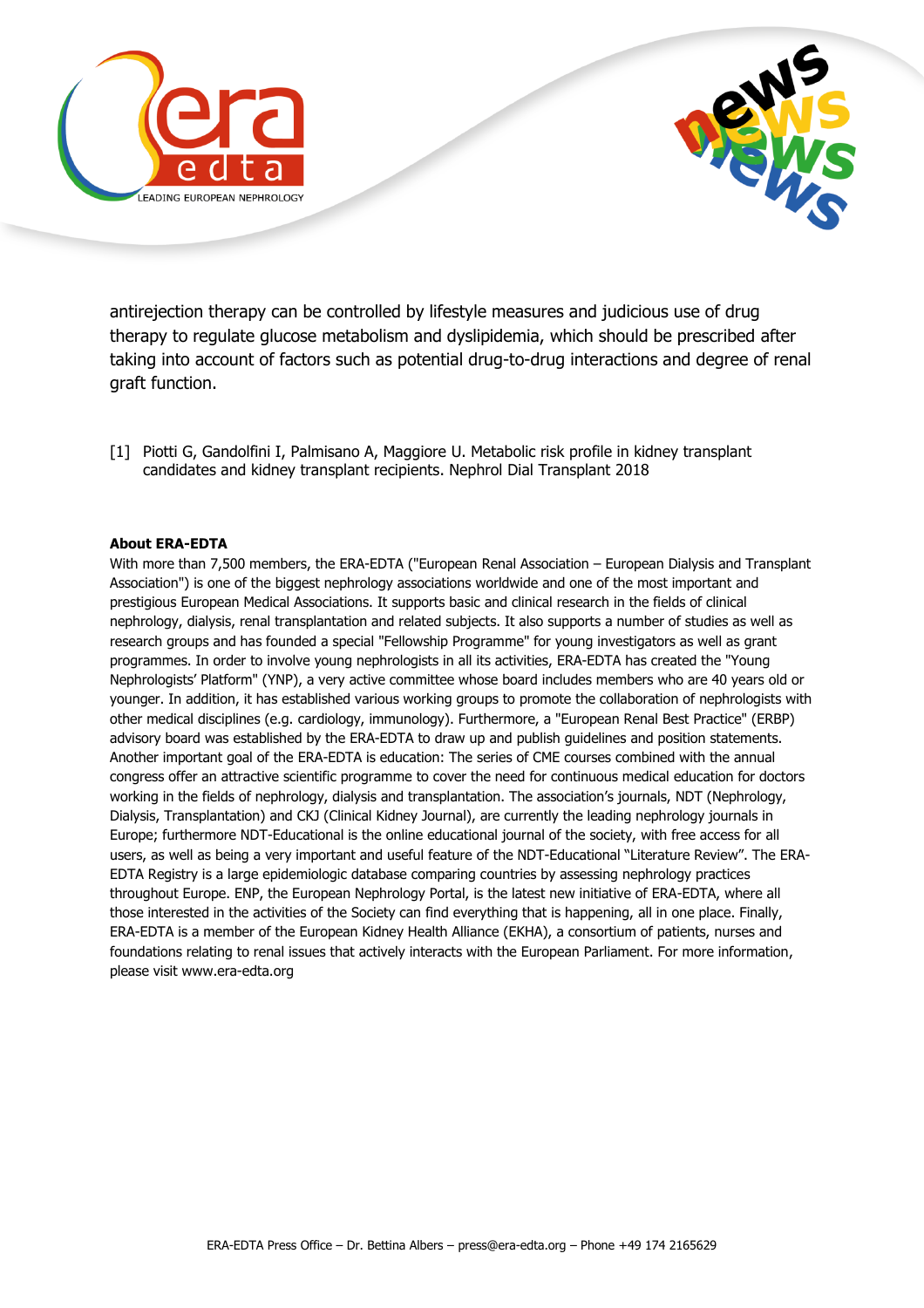antirejection therapy can be controlled by lifestyle measures and judicious use of drug therapy to regulate glucose metabolism and dyslipidemia, which should be prescribed after taking into account of factors such as potential drug-to-drug interactions and degree of renal graft function.

[1] Piotti G, Gandolfini I, Palmisano A, Maggiore U. Metabolic risk profile in kidney transplant candidates and kidney transplant recipients. Nephrol Dial Transplant 2018

**About ERA-EDTA**

With more than 7,500 members, the ERA-EDTA ("European Renal Association – European Dialysis and Transplant Association") is one of the biggest nephrology associations worldwide and one of the most important and prestigious European Medical Associations. It supports basic and clinical research in the fields of clinical nephrology, dialysis, renal transplantation and related subjects. It also supports a number of studies as well as research groups and has founded a special "Fellowship Programme" for young investigators as well as grant programmes. In order to involve young nephrologists in all its activities, ERA-EDTA has created the "Young Nephrologists' Platform" (YNP), a very active committee whose board includes members who are 40 years old or younger. In addition, it has established various working groups to promote the collaboration of nephrologists with other medical disciplines (e.g. cardiology, immunology). Furthermore, a "European Renal Best Practice" (ERBP) advisory board was established by the ERA-EDTA to draw up and publish guidelines and position statements. Another important goal of the ERA-EDTA is education: The series of CME courses combined with the annual congress offer an attractive scientific programme to cover the need for continuous medical education for doctors working in the fields of nephrology, dialysis and transplantation. The association's journals, NDT (Nephrology, Dialysis, Transplantation) and CKJ (Clinical Kidney Journal), are currently the leading nephrology journals in Europe; furthermore NDT-Educational is the online educational journal of the society, with free access for all users, as well as being a very important and useful feature of the NDT-Educational "Literature Review". The ERA-EDTA Registry is a large epidemiologic database comparing countries by assessing nephrology practices throughout Europe. ENP, the European Nephrology Portal, is the latest new initiative of ERA-EDTA, where all those interested in the activities of the Society can find everything that is happening, all in one place. Finally, ERA-EDTA is a member of the European Kidney Health Alliance (EKHA), a consortium of patients, nurses and foundations relating to renal issues that actively interacts with the European Parliament. For more information, please visit www.era-edta.org

ERA-EDTA Press Office – Dr. Bettina Albers – press@era-edta.org – Phone +49 174 2165629